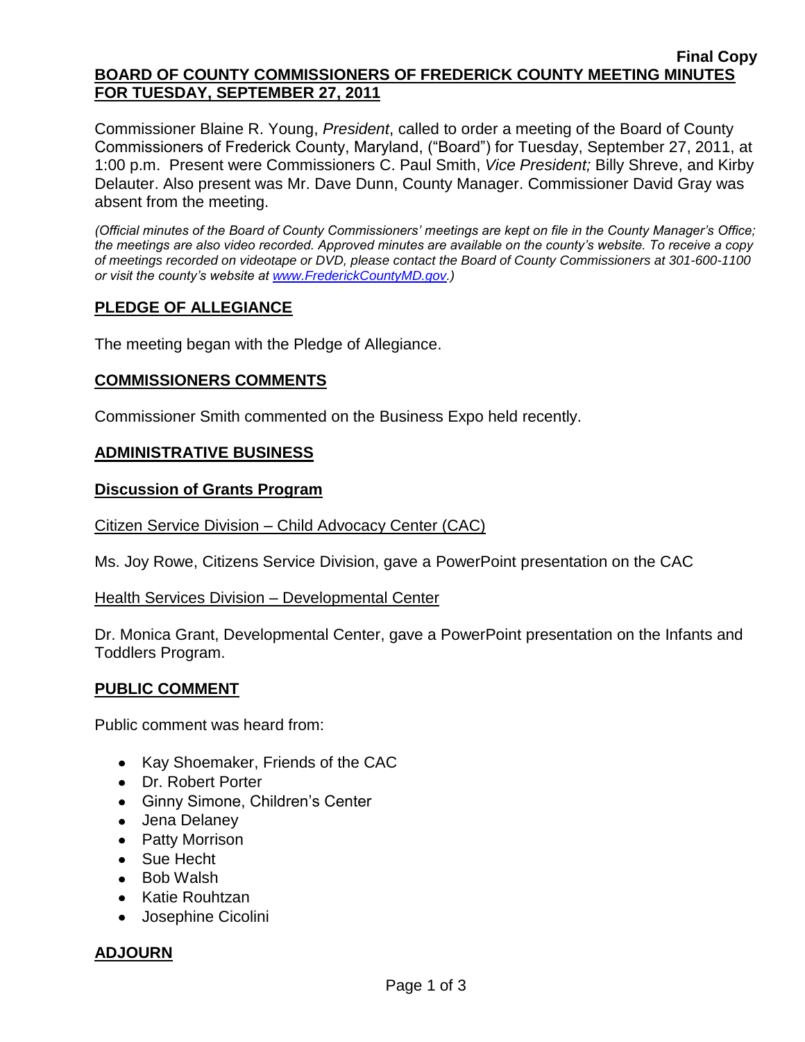**Final Copy**

# BOARD OF COUNTY COMMISSIONERS OF FREDERICK COUNTY MEETING MINUTES FOR TUESDAY, SEPTEMBER 27, 2011

Commissioner Blaine R. Young, *President*, called to order a meeting of the Board of County Commissioners of Frederick County, Maryland, ("Board") for Tuesday, September 27, 2011, at 1:00 p.m. Present were Commissioners C. Paul Smith, *Vice President;* Billy Shreve, and Kirby Delauter. Also present was Mr. Dave Dunn, County Manager. Commissioner David Gray was absent from the meeting.

*(Official minutes of the Board of County Commissioners' meetings are kept on file in the County Manager's Office; the meetings are also video recorded. Approved minutes are available on the county's website. To receive a copy of meetings recorded on videotape or DVD, please contact the Board of County Commissioners at 301-600-1100 or visit the county's website at www.FrederickCountyMD.gov.)*

## PLEDGE OF ALLEGIANCE

The meeting began with the Pledge of Allegiance.

## COMMISSIONERS COMMENTS

Commissioner Smith commented on the Business Expo held recently.

## ADMINISTRATIVE BUSINESS

### Discussion of Grants Program

Citizen Service Division – Child Advocacy Center (CAC)

Ms. Joy Rowe, Citizens Service Division, gave a PowerPoint presentation on the CAC

Health Services Division – Developmental Center

Dr. Monica Grant, Developmental Center, gave a PowerPoint presentation on the Infants and Toddlers Program.

## PUBLIC COMMENT

Public comment was heard from:

- Kay Shoemaker, Friends of the CAC
- Dr. Robert Porter
- Ginny Simone, Children's Center
- Jena Delaney
- Patty Morrison
- Sue Hecht
- Bob Walsh
- Katie Rouhtzan
- Josephine Cicolini

## ADJOURN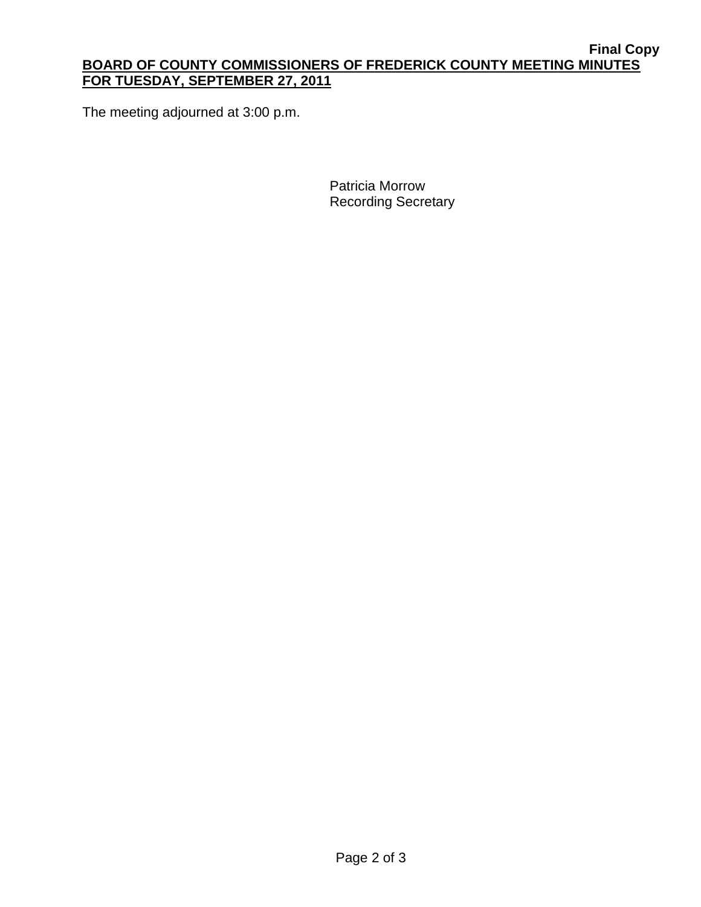The meeting adjourned at 3:00 p.m.

Patricia Morrow
Recording Secretary